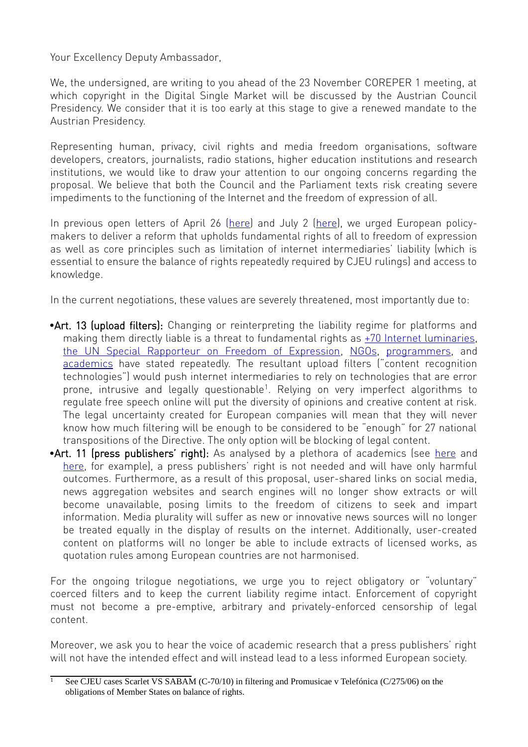Your Excellency Deputy Ambassador,

We, the undersigned, are writing to you ahead of the 23 November COREPER 1 meeting, at which copyright in the Digital Single Market will be discussed by the Austrian Council Presidency. We consider that it is too early at this stage to give a renewed mandate to the Austrian Presidency.

Representing human, privacy, civil rights and media freedom organisations, software developers, creators, journalists, radio stations, higher education institutions and research institutions, we would like to draw your attention to our ongoing concerns regarding the proposal. We believe that both the Council and the Parliament texts risk creating severe impediments to the functioning of the Internet and the freedom of expression of all.

In previous open letters of April 26 (here) and July 2 (here), we urged European policy-makers to deliver a reform that upholds fundamental rights of all to freedom of expression as well as core principles such as limitation of internet intermediaries' liability (which is essential to ensure the balance of rights repeatedly required by CJEU rulings) and access to knowledge.

In the current negotiations, these values are severely threatened, most importantly due to:

- **Art. 13 (upload filters):** Changing or reinterpreting the liability regime for platforms and making them directly liable is a threat to fundamental rights as +70 Internet luminaries, the UN Special Rapporteur on Freedom of Expression, NGOs, programmers, and academics have stated repeatedly. The resultant upload filters ("content recognition technologies") would push internet intermediaries to rely on technologies that are error prone, intrusive and legally questionable[1]. Relying on very imperfect algorithms to regulate free speech online will put the diversity of opinions and creative content at risk. The legal uncertainty created for European companies will mean that they will never know how much filtering will be enough to be considered to be "enough" for 27 national transpositions of the Directive. The only option will be blocking of legal content.
- **Art. 11 (press publishers' right):** As analysed by a plethora of academics (see here and here, for example), a press publishers' right is not needed and will have only harmful outcomes. Furthermore, as a result of this proposal, user-shared links on social media, news aggregation websites and search engines will no longer show extracts or will become unavailable, posing limits to the freedom of citizens to seek and impart information. Media plurality will suffer as new or innovative news sources will no longer be treated equally in the display of results on the internet. Additionally, user-created content on platforms will no longer be able to include extracts of licensed works, as quotation rules among European countries are not harmonised.

For the ongoing trilogue negotiations, we urge you to reject obligatory or "voluntary" coerced filters and to keep the current liability regime intact. Enforcement of copyright must not become a pre-emptive, arbitrary and privately-enforced censorship of legal content.

Moreover, we ask you to hear the voice of academic research that a press publishers' right will not have the intended effect and will instead lead to a less informed European society.

---

[1] See CJEU cases Scarlet VS SABAM (C-70/10) in filtering and Promusicae v Telefónica (C/275/06) on the obligations of Member States on balance of rights.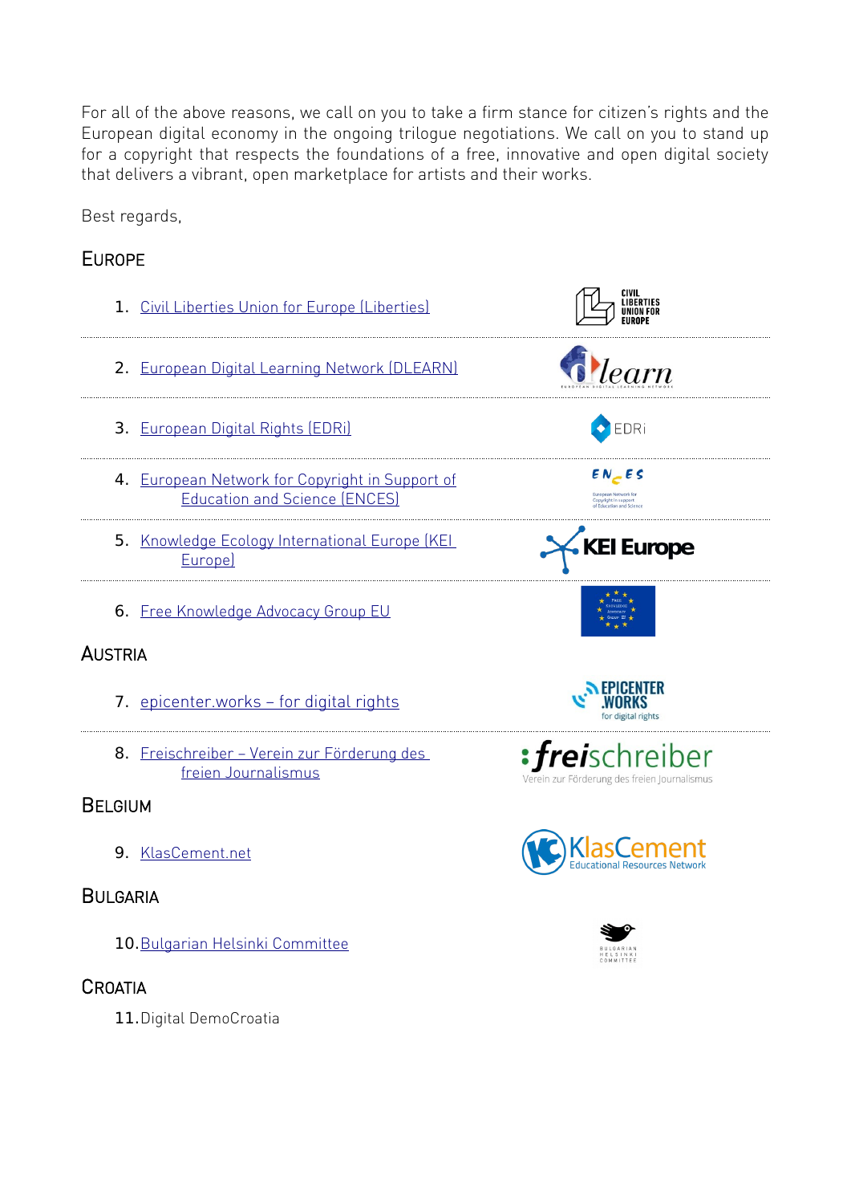For all of the above reasons, we call on you to take a firm stance for citizen's rights and the European digital economy in the ongoing trilogue negotiations. We call on you to stand up for a copyright that respects the foundations of a free, innovative and open digital society that delivers a vibrant, open marketplace for artists and their works.

Best regards,

## Europe

1. Civil Liberties Union for Europe (Liberties)
2. European Digital Learning Network (DLEARN)
3. European Digital Rights (EDRi)
4. European Network for Copyright in Support of Education and Science (ENCES)
5. Knowledge Ecology International Europe (KEI Europe)
6. Free Knowledge Advocacy Group EU

## Austria

7. epicenter.works – for digital rights
8. Freischreiber – Verein zur Förderung des freien Journalismus

## Belgium

9. KlasCement.net

## Bulgaria

10. Bulgarian Helsinki Committee

## Croatia

11. Digital DemoCroatia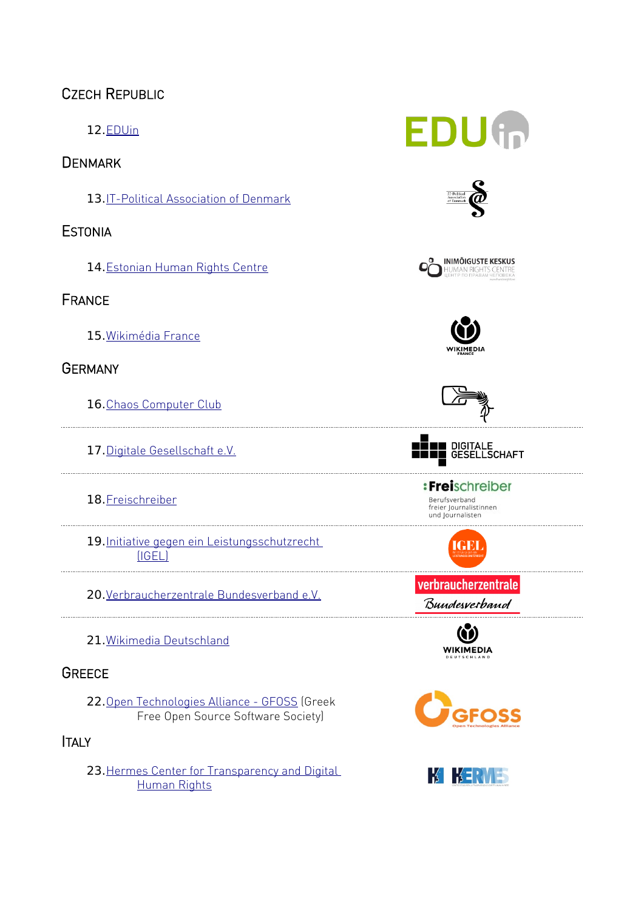## Czech Republic

12. EDUin

## Denmark

13. IT-Political Association of Denmark

## Estonia

14. Estonian Human Rights Centre

## France

15. Wikimédia France

## Germany

16. Chaos Computer Club

17. Digitale Gesellschaft e.V.

18. Freischreiber

19. Initiative gegen ein Leistungsschutzrecht (IGEL)

20. Verbraucherzentrale Bundesverband e.V.

21. Wikimedia Deutschland

## Greece

22. Open Technologies Alliance - GFOSS (Greek Free Open Source Software Society)

## Italy

23. Hermes Center for Transparency and Digital Human Rights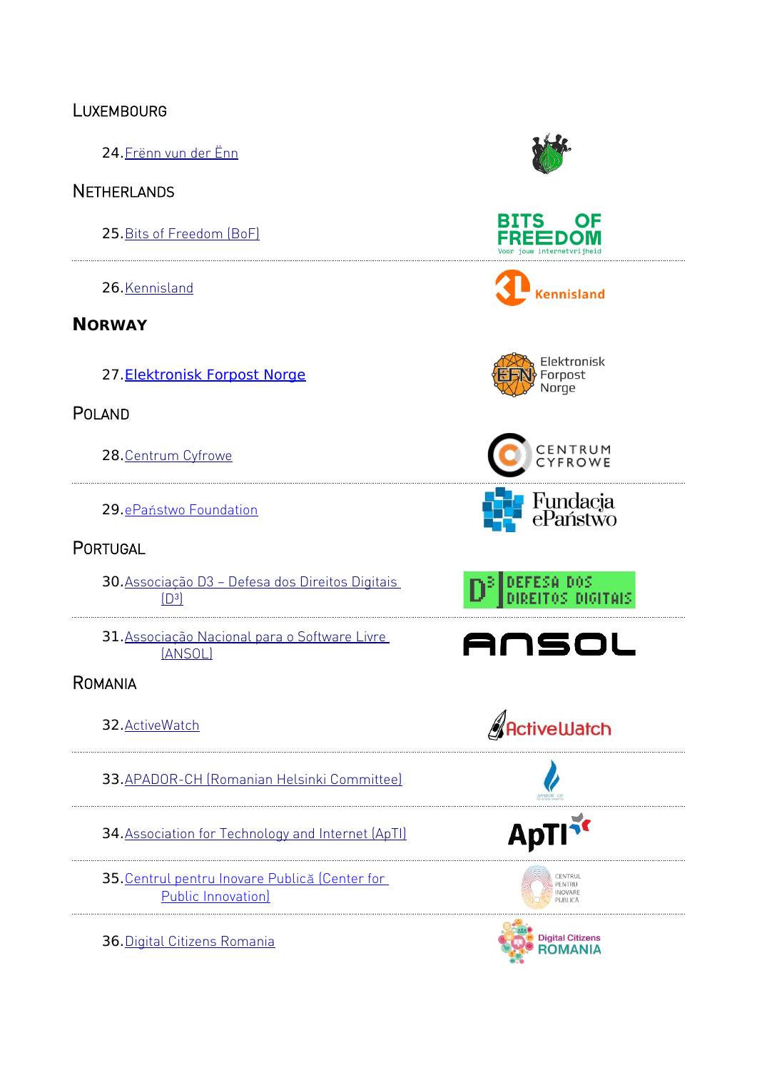## Luxembourg

24. Frënn vun der Ënn

## Netherlands

25. Bits of Freedom (BoF)

26. Kennisland

## Norway

27. Elektronisk Forpost Norge

## Poland

28. Centrum Cyfrowe

29. ePaństwo Foundation

## Portugal

30. Associação D3 – Defesa dos Direitos Digitais (D³)

31. Associação Nacional para o Software Livre (ANSOL)

## Romania

32. ActiveWatch

33. APADOR-CH (Romanian Helsinki Committee)

34. Association for Technology and Internet (ApTI)

35. Centrul pentru Inovare Publică (Center for Public Innovation)

36. Digital Citizens Romania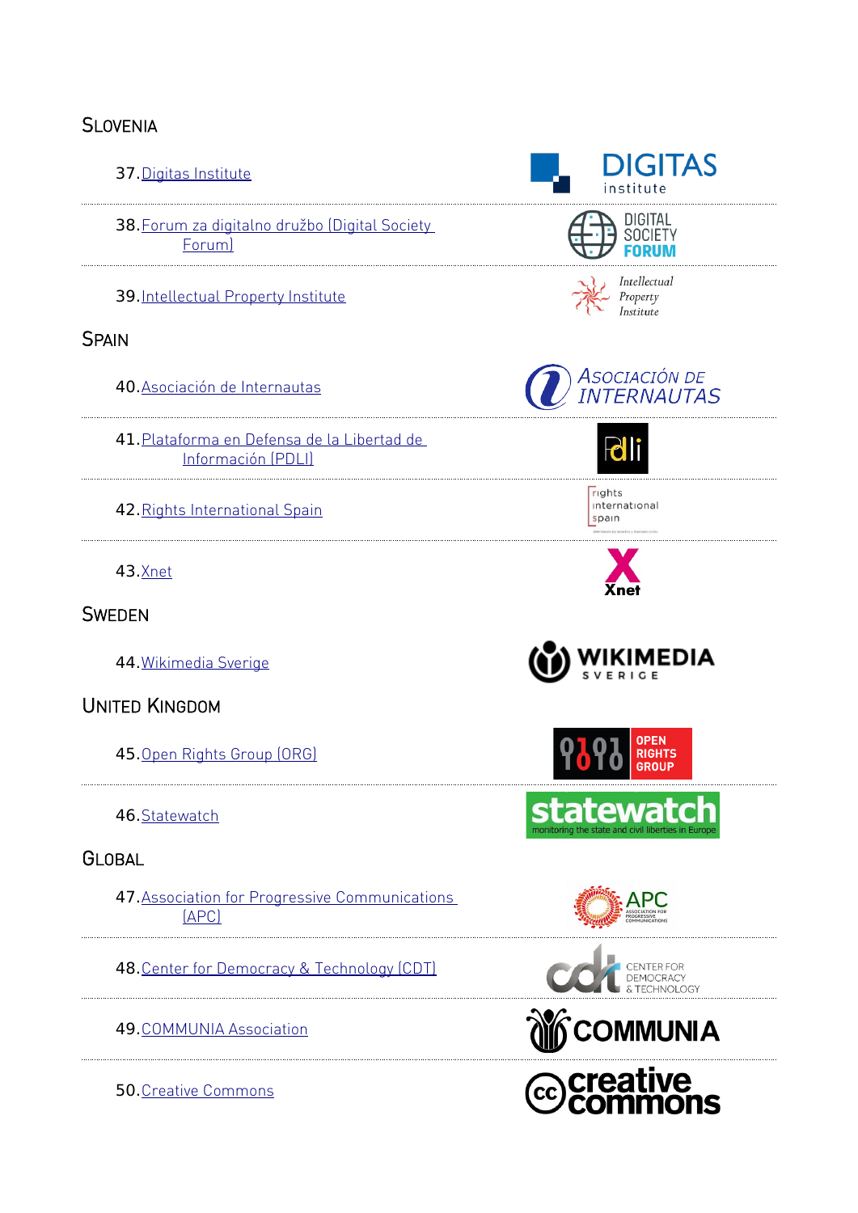## Slovenia

37. Digitas Institute
38. Forum za digitalno družbo (Digital Society Forum)
39. Intellectual Property Institute

## Spain

40. Asociación de Internautas
41. Plataforma en Defensa de la Libertad de Información (PDLI)
42. Rights International Spain
43. Xnet

## Sweden

44. Wikimedia Sverige

## United Kingdom

45. Open Rights Group (ORG)
46. Statewatch

## Global

47. Association for Progressive Communications (APC)
48. Center for Democracy & Technology (CDT)
49. COMMUNIA Association
50. Creative Commons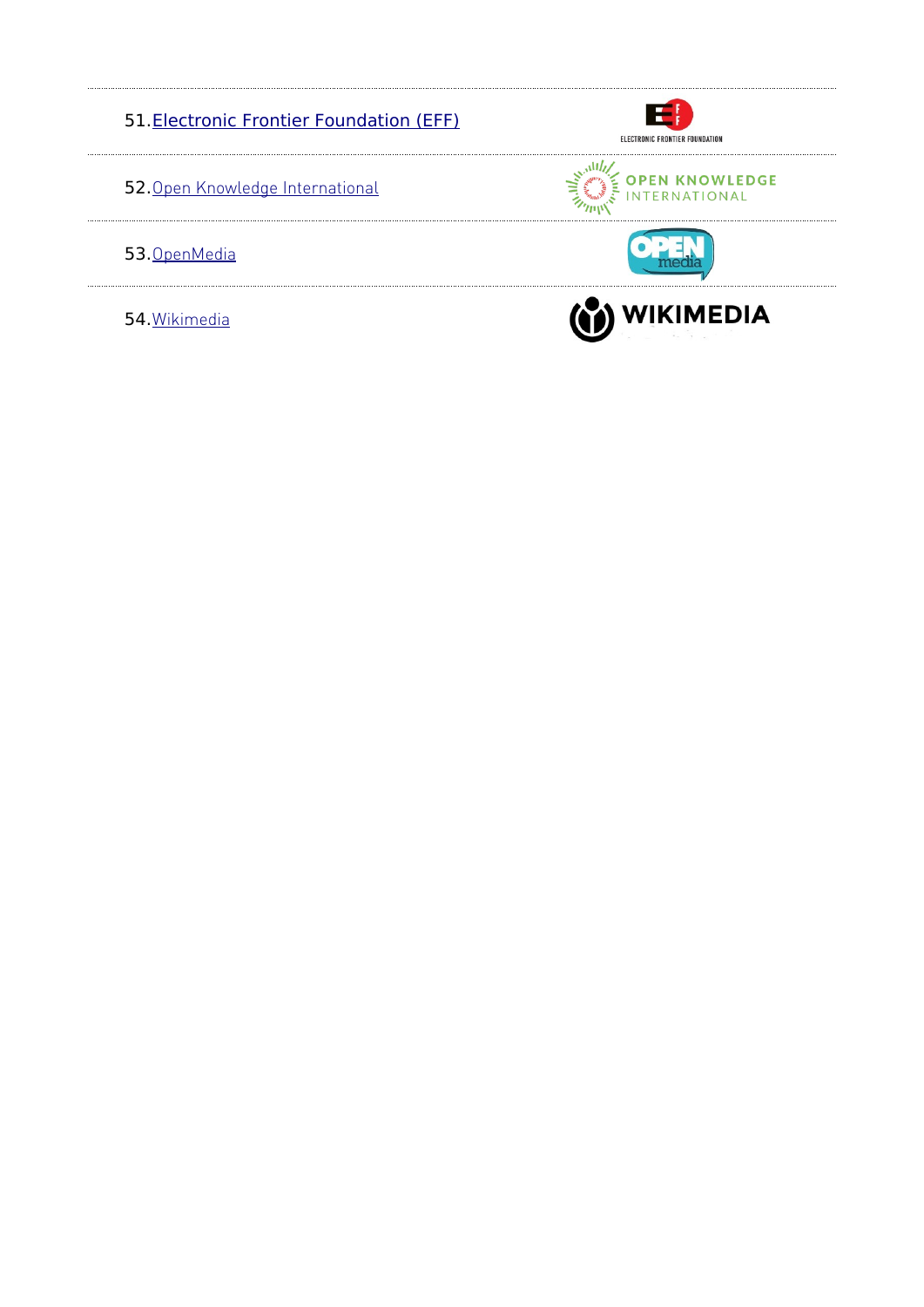51. Electronic Frontier Foundation (EFF)

52. Open Knowledge International

53. OpenMedia

54. Wikimedia